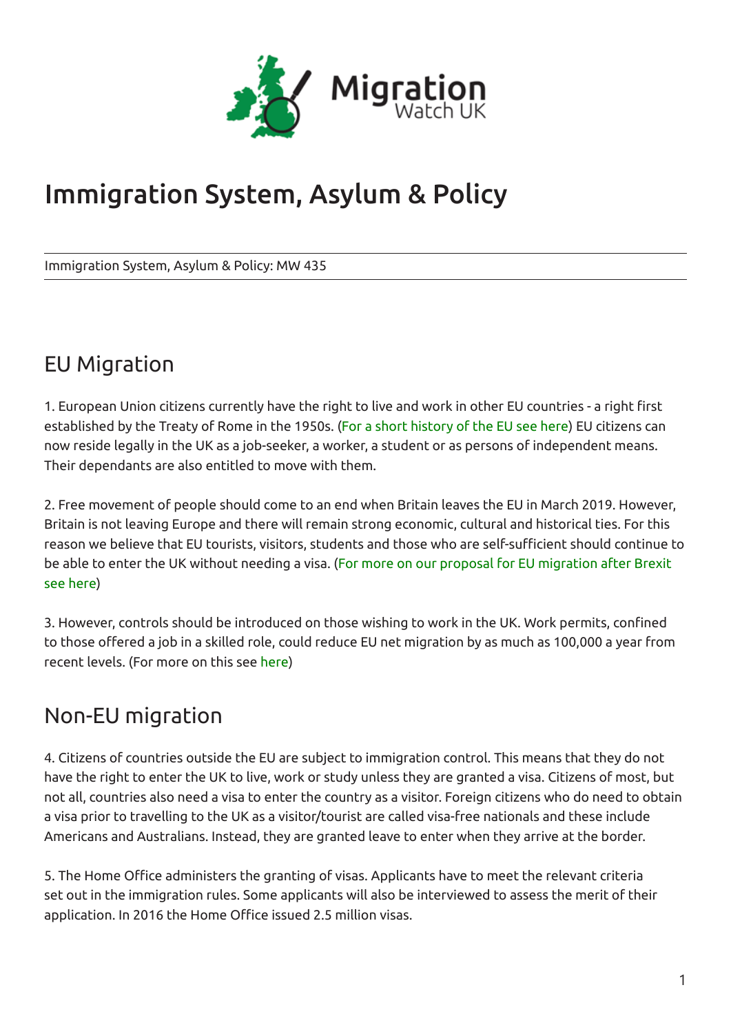Migration Watch UK

# Immigration System, Asylum & Policy

Immigration System, Asylum & Policy: MW 435

## EU Migration

1. European Union citizens currently have the right to live and work in other EU countries - a right first established by the Treaty of Rome in the 1950s. (For a short history of the EU see here) EU citizens can now reside legally in the UK as a job-seeker, a worker, a student or as persons of independent means. Their dependants are also entitled to move with them.

2. Free movement of people should come to an end when Britain leaves the EU in March 2019. However, Britain is not leaving Europe and there will remain strong economic, cultural and historical ties. For this reason we believe that EU tourists, visitors, students and those who are self-sufficient should continue to be able to enter the UK without needing a visa. (For more on our proposal for EU migration after Brexit see here)

3. However, controls should be introduced on those wishing to work in the UK. Work permits, confined to those offered a job in a skilled role, could reduce EU net migration by as much as 100,000 a year from recent levels. (For more on this see here)

## Non-EU migration

4. Citizens of countries outside the EU are subject to immigration control. This means that they do not have the right to enter the UK to live, work or study unless they are granted a visa. Citizens of most, but not all, countries also need a visa to enter the country as a visitor. Foreign citizens who do need to obtain a visa prior to travelling to the UK as a visitor/tourist are called visa-free nationals and these include Americans and Australians. Instead, they are granted leave to enter when they arrive at the border.

5. The Home Office administers the granting of visas. Applicants have to meet the relevant criteria set out in the immigration rules. Some applicants will also be interviewed to assess the merit of their application. In 2016 the Home Office issued 2.5 million visas.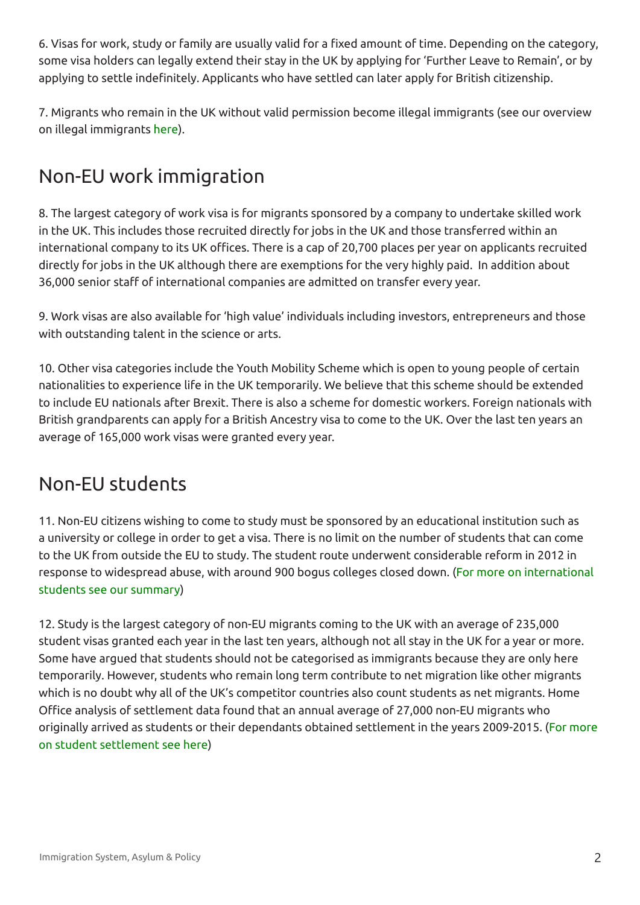6. Visas for work, study or family are usually valid for a fixed amount of time. Depending on the category, some visa holders can legally extend their stay in the UK by applying for 'Further Leave to Remain', or by applying to settle indefinitely. Applicants who have settled can later apply for British citizenship.

7. Migrants who remain in the UK without valid permission become illegal immigrants (see our overview on illegal immigrants here).

## Non-EU work immigration

8. The largest category of work visa is for migrants sponsored by a company to undertake skilled work in the UK. This includes those recruited directly for jobs in the UK and those transferred within an international company to its UK offices. There is a cap of 20,700 places per year on applicants recruited directly for jobs in the UK although there are exemptions for the very highly paid. In addition about 36,000 senior staff of international companies are admitted on transfer every year.

9. Work visas are also available for 'high value' individuals including investors, entrepreneurs and those with outstanding talent in the science or arts.

10. Other visa categories include the Youth Mobility Scheme which is open to young people of certain nationalities to experience life in the UK temporarily. We believe that this scheme should be extended to include EU nationals after Brexit. There is also a scheme for domestic workers. Foreign nationals with British grandparents can apply for a British Ancestry visa to come to the UK. Over the last ten years an average of 165,000 work visas were granted every year.

## Non-EU students

11. Non-EU citizens wishing to come to study must be sponsored by an educational institution such as a university or college in order to get a visa. There is no limit on the number of students that can come to the UK from outside the EU to study. The student route underwent considerable reform in 2012 in response to widespread abuse, with around 900 bogus colleges closed down. (For more on international students see our summary)

12. Study is the largest category of non-EU migrants coming to the UK with an average of 235,000 student visas granted each year in the last ten years, although not all stay in the UK for a year or more. Some have argued that students should not be categorised as immigrants because they are only here temporarily. However, students who remain long term contribute to net migration like other migrants which is no doubt why all of the UK's competitor countries also count students as net migrants. Home Office analysis of settlement data found that an annual average of 27,000 non-EU migrants who originally arrived as students or their dependants obtained settlement in the years 2009-2015. (For more on student settlement see here)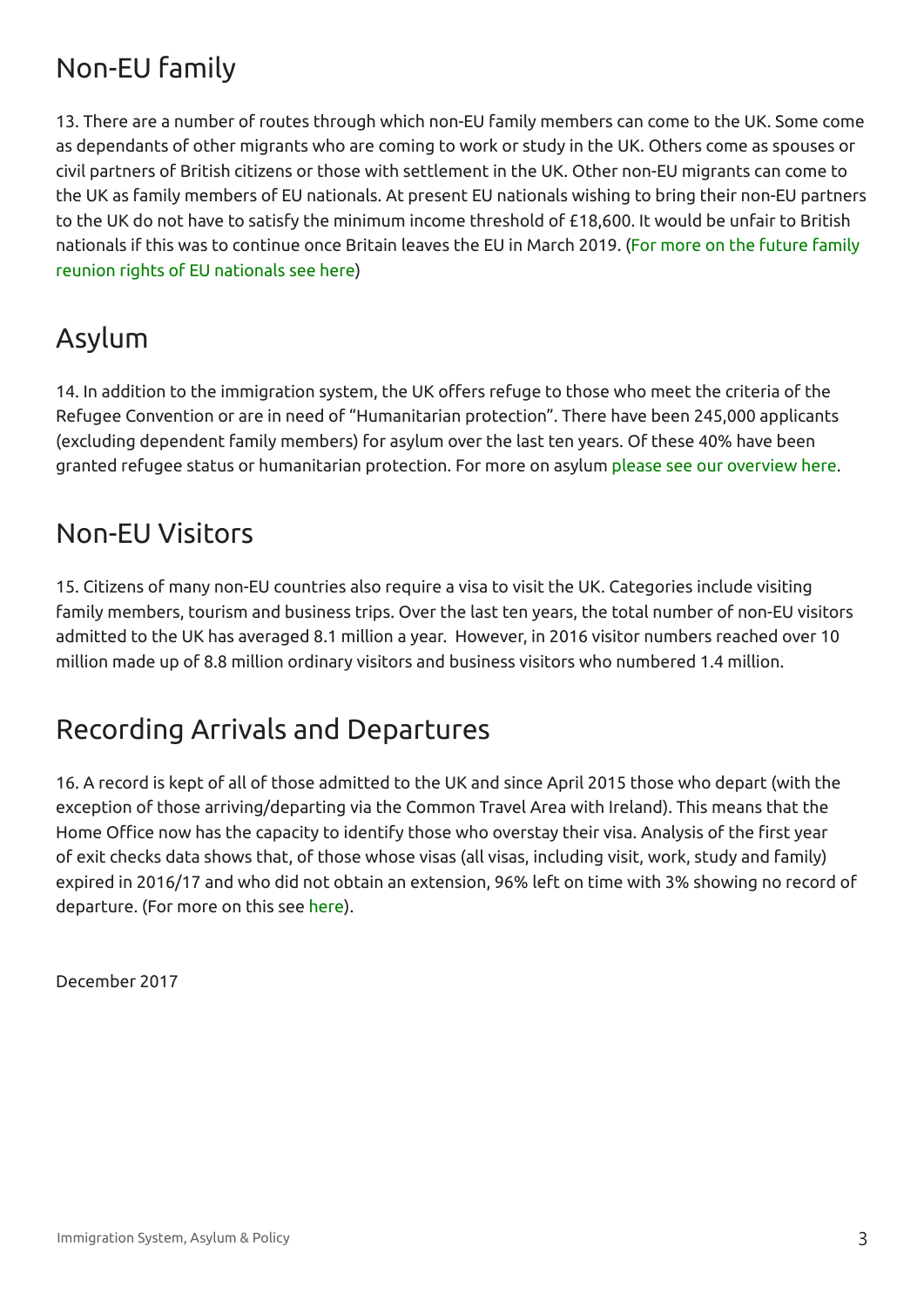## Non-EU family

13. There are a number of routes through which non-EU family members can come to the UK. Some come as dependants of other migrants who are coming to work or study in the UK. Others come as spouses or civil partners of British citizens or those with settlement in the UK. Other non-EU migrants can come to the UK as family members of EU nationals. At present EU nationals wishing to bring their non-EU partners to the UK do not have to satisfy the minimum income threshold of £18,600. It would be unfair to British nationals if this was to continue once Britain leaves the EU in March 2019. (For more on the future family reunion rights of EU nationals see here)

## Asylum

14. In addition to the immigration system, the UK offers refuge to those who meet the criteria of the Refugee Convention or are in need of "Humanitarian protection". There have been 245,000 applicants (excluding dependent family members) for asylum over the last ten years. Of these 40% have been granted refugee status or humanitarian protection. For more on asylum please see our overview here.

## Non-EU Visitors

15. Citizens of many non-EU countries also require a visa to visit the UK. Categories include visiting family members, tourism and business trips. Over the last ten years, the total number of non-EU visitors admitted to the UK has averaged 8.1 million a year. However, in 2016 visitor numbers reached over 10 million made up of 8.8 million ordinary visitors and business visitors who numbered 1.4 million.

## Recording Arrivals and Departures

16. A record is kept of all of those admitted to the UK and since April 2015 those who depart (with the exception of those arriving/departing via the Common Travel Area with Ireland). This means that the Home Office now has the capacity to identify those who overstay their visa. Analysis of the first year of exit checks data shows that, of those whose visas (all visas, including visit, work, study and family) expired in 2016/17 and who did not obtain an extension, 96% left on time with 3% showing no record of departure. (For more on this see here).

December 2017